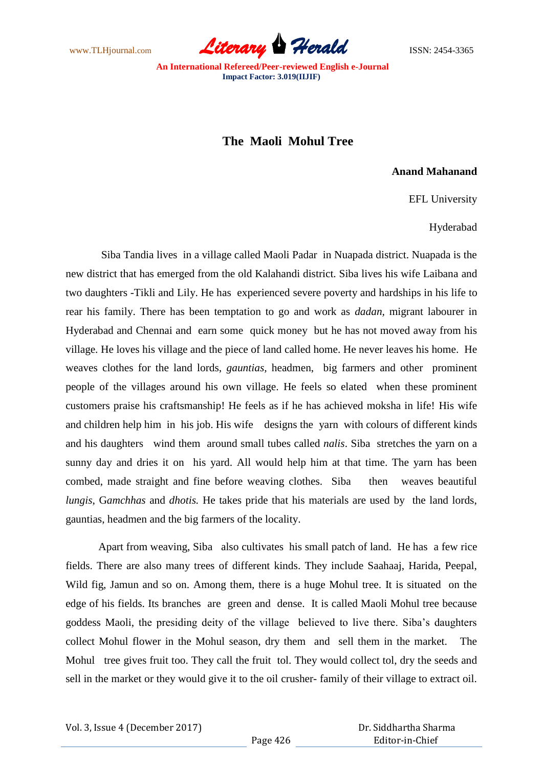# The Maoli Mohul Tree

**Anand Mahanand**

EFL University

Hyderabad

Siba Tandia lives in a village called Maoli Padar in Nuapada district. Nuapada is the new district that has emerged from the old Kalahandi district. Siba lives his wife Laibana and two daughters -Tikli and Lily. He has experienced severe poverty and hardships in his life to rear his family. There has been temptation to go and work as *dadan,* migrant labourer in Hyderabad and Chennai and earn some quick money but he has not moved away from his village. He loves his village and the piece of land called home. He never leaves his home. He weaves clothes for the land lords, *gauntias*, headmen, big farmers and other prominent people of the villages around his own village. He feels so elated when these prominent customers praise his craftsmanship! He feels as if he has achieved moksha in life! His wife and children help him in his job. His wife designs the yarn with colours of different kinds and his daughters wind them around small tubes called *nalis*. Siba stretches the yarn on a sunny day and dries it on his yard. All would help him at that time. The yarn has been combed, made straight and fine before weaving clothes. Siba then weaves beautiful *lungis*, G*amchhas* and *dhotis.* He takes pride that his materials are used by the land lords, gauntias, headmen and the big farmers of the locality.

Apart from weaving, Siba also cultivates his small patch of land. He has a few rice fields. There are also many trees of different kinds. They include Saahaaj, Harida, Peepal, Wild fig, Jamun and so on. Among them, there is a huge Mohul tree. It is situated on the edge of his fields. Its branches are green and dense. It is called Maoli Mohul tree because goddess Maoli, the presiding deity of the village believed to live there. Siba's daughters collect Mohul flower in the Mohul season, dry them and sell them in the market. The Mohul tree gives fruit too. They call the fruit tol. They would collect tol, dry the seeds and sell in the market or they would give it to the oil crusher- family of their village to extract oil.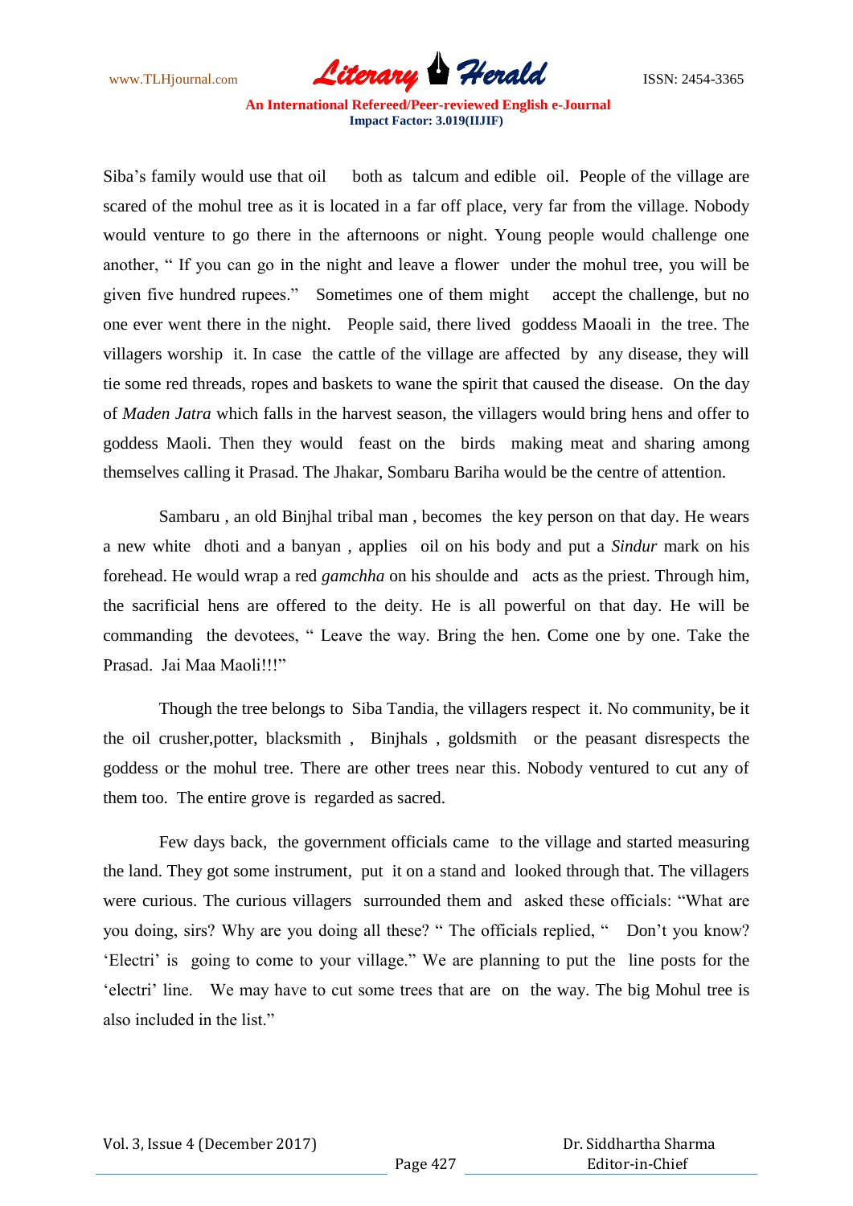Siba's family would use that oil both as talcum and edible oil. People of the village are scared of the mohul tree as it is located in a far off place, very far from the village. Nobody would venture to go there in the afternoons or night. Young people would challenge one another, " If you can go in the night and leave a flower under the mohul tree, you will be given five hundred rupees." Sometimes one of them might accept the challenge, but no one ever went there in the night. People said, there lived goddess Maoali in the tree. The villagers worship it. In case the cattle of the village are affected by any disease, they will tie some red threads, ropes and baskets to wane the spirit that caused the disease. On the day of *Maden Jatra* which falls in the harvest season, the villagers would bring hens and offer to goddess Maoli. Then they would feast on the birds making meat and sharing among themselves calling it Prasad. The Jhakar, Sombaru Bariha would be the centre of attention.

Sambaru , an old Binjhal tribal man , becomes the key person on that day. He wears a new white dhoti and a banyan , applies oil on his body and put a *Sindur* mark on his forehead. He would wrap a red *gamchha* on his shoulde and acts as the priest. Through him, the sacrificial hens are offered to the deity. He is all powerful on that day. He will be commanding the devotees, " Leave the way. Bring the hen. Come one by one. Take the Prasad. Jai Maa Maoli!!!"

Though the tree belongs to Siba Tandia, the villagers respect it. No community, be it the oil crusher,potter, blacksmith , Binjhals , goldsmith or the peasant disrespects the goddess or the mohul tree. There are other trees near this. Nobody ventured to cut any of them too. The entire grove is regarded as sacred.

Few days back, the government officials came to the village and started measuring the land. They got some instrument, put it on a stand and looked through that. The villagers were curious. The curious villagers surrounded them and asked these officials: "What are you doing, sirs? Why are you doing all these? " The officials replied, " Don't you know? 'Electri' is going to come to your village." We are planning to put the line posts for the 'electri' line. We may have to cut some trees that are on the way. The big Mohul tree is also included in the list."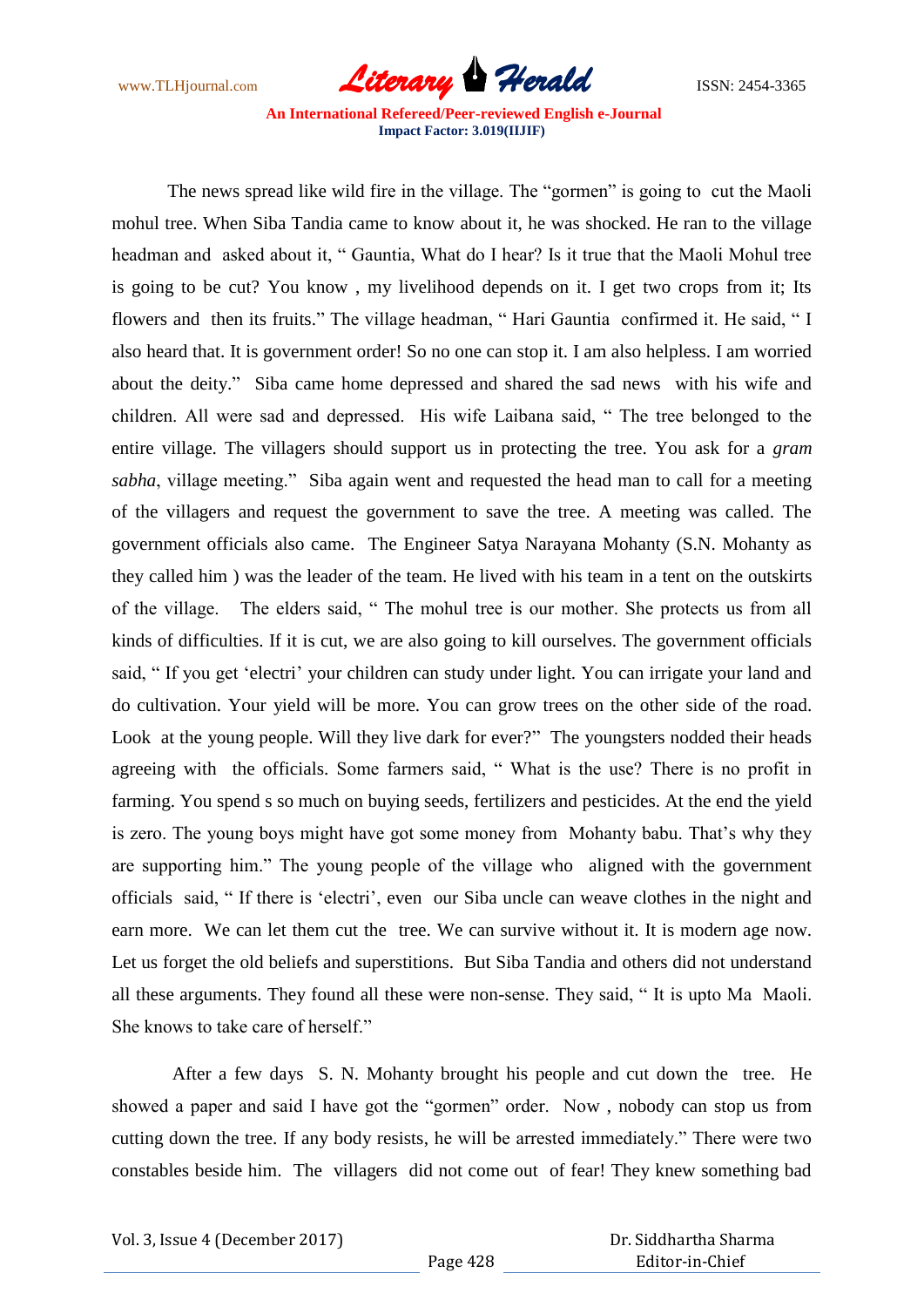The news spread like wild fire in the village. The "gormen" is going to cut the Maoli mohul tree. When Siba Tandia came to know about it, he was shocked. He ran to the village headman and asked about it, " Gauntia, What do I hear? Is it true that the Maoli Mohul tree is going to be cut? You know , my livelihood depends on it. I get two crops from it; Its flowers and then its fruits." The village headman, " Hari Gauntia confirmed it. He said, " I also heard that. It is government order! So no one can stop it. I am also helpless. I am worried about the deity." Siba came home depressed and shared the sad news with his wife and children. All were sad and depressed. His wife Laibana said, " The tree belonged to the entire village. The villagers should support us in protecting the tree. You ask for a *gram sabha*, village meeting." Siba again went and requested the head man to call for a meeting of the villagers and request the government to save the tree. A meeting was called. The government officials also came. The Engineer Satya Narayana Mohanty (S.N. Mohanty as they called him ) was the leader of the team. He lived with his team in a tent on the outskirts of the village. The elders said, " The mohul tree is our mother. She protects us from all kinds of difficulties. If it is cut, we are also going to kill ourselves. The government officials said, " If you get 'electri' your children can study under light. You can irrigate your land and do cultivation. Your yield will be more. You can grow trees on the other side of the road. Look at the young people. Will they live dark for ever?" The youngsters nodded their heads agreeing with the officials. Some farmers said, " What is the use? There is no profit in farming. You spend s so much on buying seeds, fertilizers and pesticides. At the end the yield is zero. The young boys might have got some money from Mohanty babu. That's why they are supporting him." The young people of the village who aligned with the government officials said, " If there is 'electri', even our Siba uncle can weave clothes in the night and earn more. We can let them cut the tree. We can survive without it. It is modern age now. Let us forget the old beliefs and superstitions. But Siba Tandia and others did not understand all these arguments. They found all these were non-sense. They said, " It is upto Ma Maoli. She knows to take care of herself."

After a few days S. N. Mohanty brought his people and cut down the tree. He showed a paper and said I have got the "gormen" order. Now , nobody can stop us from cutting down the tree. If any body resists, he will be arrested immediately." There were two constables beside him. The villagers did not come out of fear! They knew something bad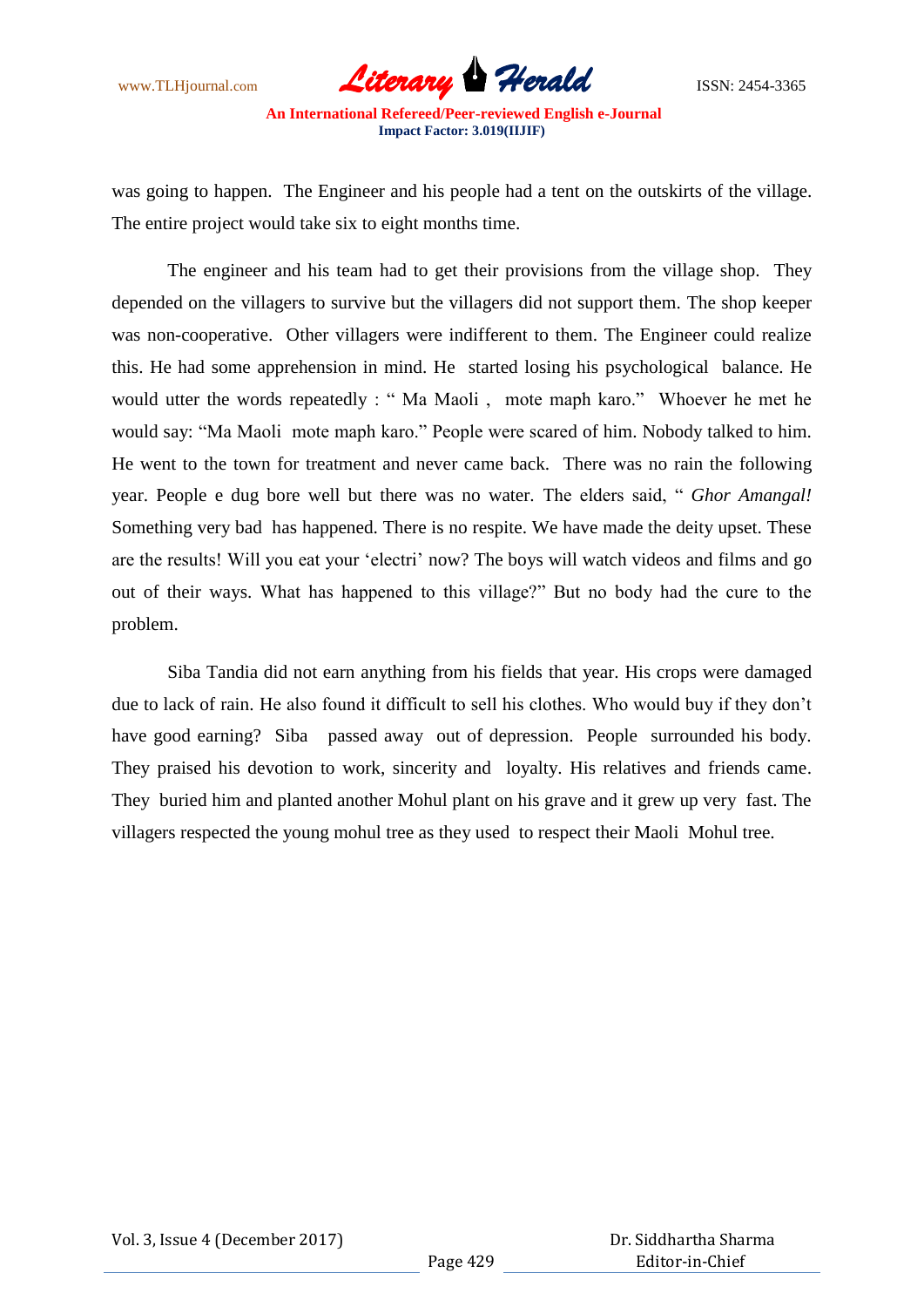was going to happen. The Engineer and his people had a tent on the outskirts of the village. The entire project would take six to eight months time.

The engineer and his team had to get their provisions from the village shop. They depended on the villagers to survive but the villagers did not support them. The shop keeper was non-cooperative. Other villagers were indifferent to them. The Engineer could realize this. He had some apprehension in mind. He started losing his psychological balance. He would utter the words repeatedly : " Ma Maoli , mote maph karo." Whoever he met he would say: "Ma Maoli mote maph karo." People were scared of him. Nobody talked to him. He went to the town for treatment and never came back. There was no rain the following year. People e dug bore well but there was no water. The elders said, " *Ghor Amangal!* Something very bad has happened. There is no respite. We have made the deity upset. These are the results! Will you eat your 'electri' now? The boys will watch videos and films and go out of their ways. What has happened to this village?" But no body had the cure to the problem.

Siba Tandia did not earn anything from his fields that year. His crops were damaged due to lack of rain. He also found it difficult to sell his clothes. Who would buy if they don't have good earning? Siba passed away out of depression. People surrounded his body. They praised his devotion to work, sincerity and loyalty. His relatives and friends came. They buried him and planted another Mohul plant on his grave and it grew up very fast. The villagers respected the young mohul tree as they used to respect their Maoli Mohul tree.